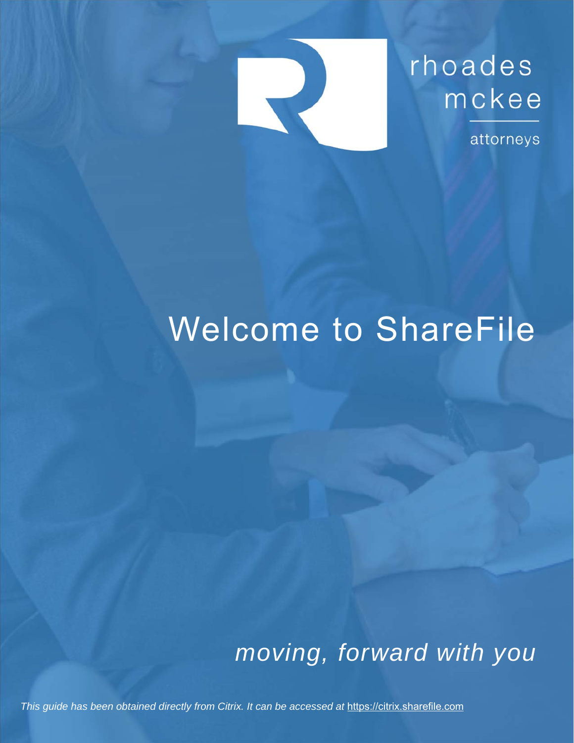rhoades
mckee

attorneys

# Welcome to ShareFile

*moving, forward with you*

*This guide has been obtained directly from Citrix. It can be accessed at* https://citrix.sharefile.com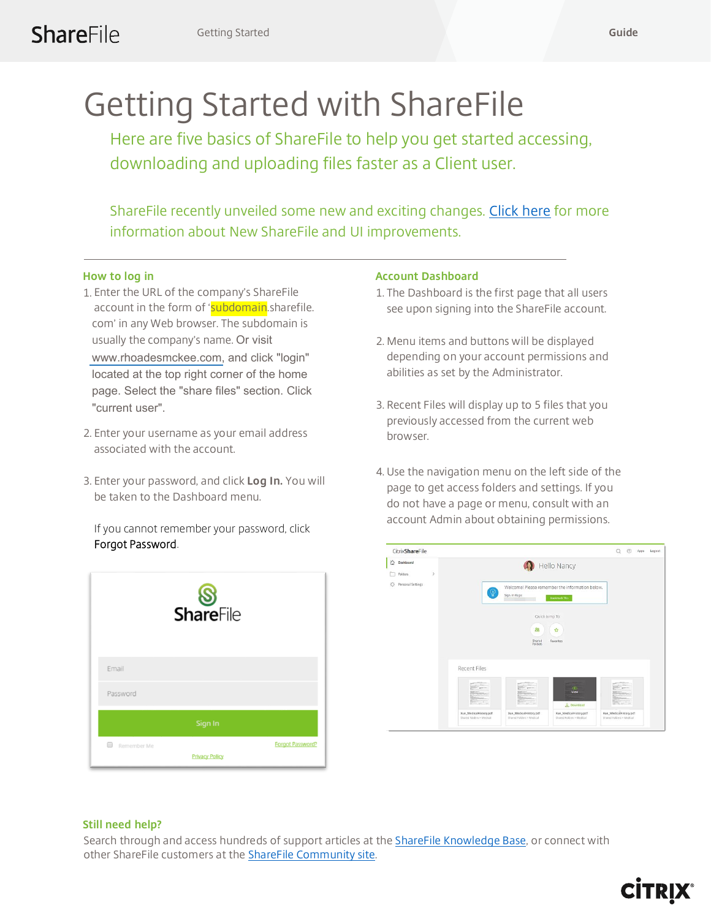# Getting Started with ShareFile

Here are five basics of ShareFile to help you get started accessing, downloading and uploading files faster as a Client user.

ShareFile recently unveiled some new and exciting changes. Click here for more information about New ShareFile and UI improvements.

## How to log in

1. Enter the URL of the company's ShareFile account in the form of 'subdomain.sharefile.com' in any Web browser. The subdomain is usually the company's name. Or visit www.rhoadesmckee.com, and click "login" located at the top right corner of the home page. Select the "share files" section. Click "current user".

2. Enter your username as your email address associated with the account.

3. Enter your password, and click **Log In.** You will be taken to the Dashboard menu.

   If you cannot remember your password, click Forgot Password.

## Account Dashboard

1. The Dashboard is the first page that all users see upon signing into the ShareFile account.

2. Menu items and buttons will be displayed depending on your account permissions and abilities as set by the Administrator.

3. Recent Files will display up to 5 files that you previously accessed from the current web browser.

4. Use the navigation menu on the left side of the page to get access folders and settings. If you do not have a page or menu, consult with an account Admin about obtaining permissions.

## Still need help?

Search through and access hundreds of support articles at the ShareFile Knowledge Base, or connect with other ShareFile customers at the ShareFile Community site.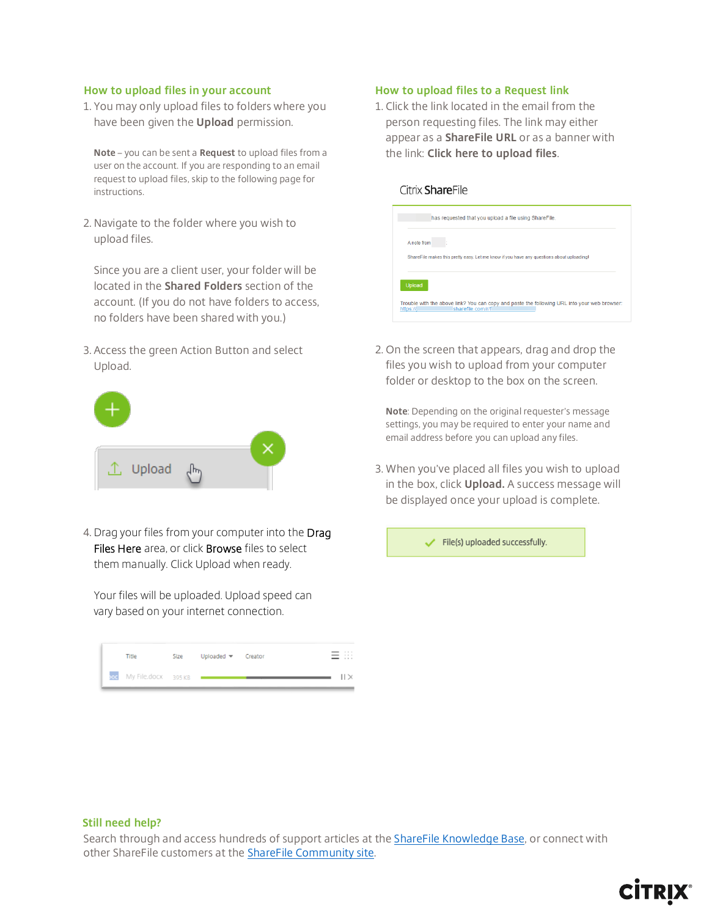## How to upload files in your account

1. You may only upload files to folders where you have been given the **Upload** permission.

   **Note** – you can be sent a **Request** to upload files from a user on the account. If you are responding to an email request to upload files, skip to the following page for instructions.

2. Navigate to the folder where you wish to upload files.

   Since you are a client user, your folder will be located in the **Shared Folders** section of the account. (If you do not have folders to access, no folders have been shared with you.)

3. Access the green Action Button and select Upload.

4. Drag your files from your computer into the Drag Files Here area, or click Browse files to select them manually. Click Upload when ready.

   Your files will be uploaded. Upload speed can vary based on your internet connection.

## How to upload files to a Request link

1. Click the link located in the email from the person requesting files. The link may either appear as a **ShareFile URL** or as a banner with the link: **Click here to upload files**.

2. On the screen that appears, drag and drop the files you wish to upload from your computer folder or desktop to the box on the screen.

   **Note**: Depending on the original requester's message settings, you may be required to enter your name and email address before you can upload any files.

3. When you've placed all files you wish to upload in the box, click **Upload.** A success message will be displayed once your upload is complete.

## Still need help?

Search through and access hundreds of support articles at the ShareFile Knowledge Base, or connect with other ShareFile customers at the ShareFile Community site.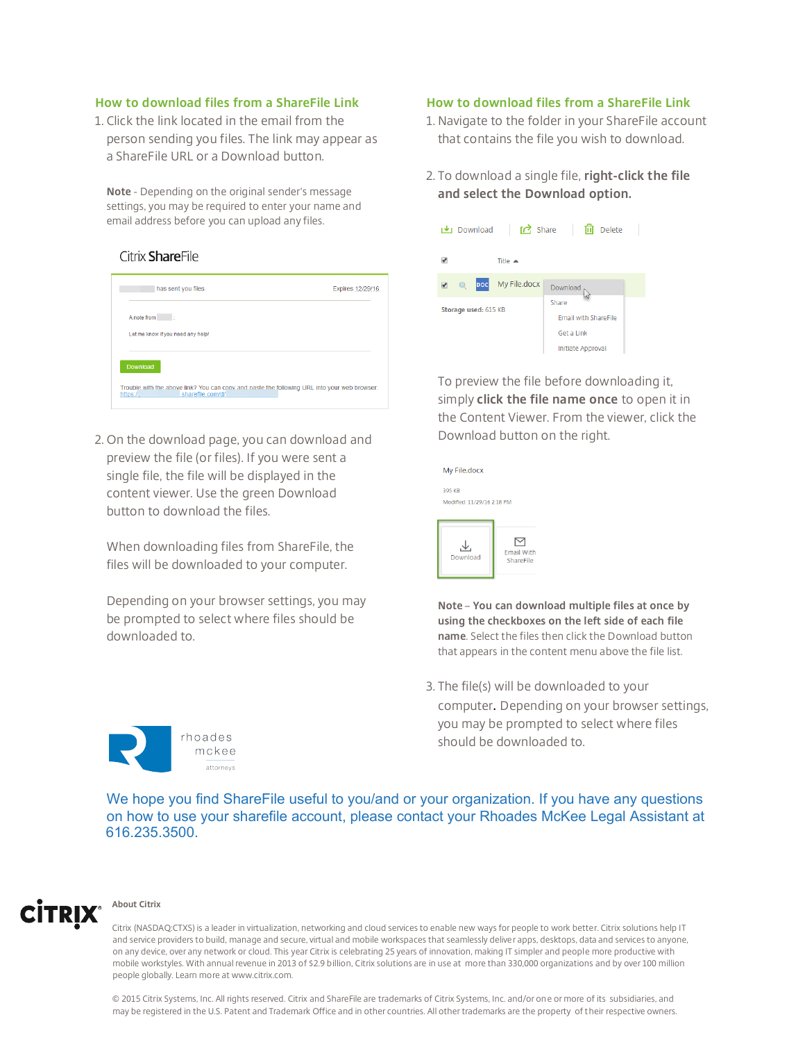## How to download files from a ShareFile Link

1. Click the link located in the email from the person sending you files. The link may appear as a ShareFile URL or a Download button.

   **Note** - Depending on the original sender's message settings, you may be required to enter your name and email address before you can upload any files.

2. On the download page, you can download and preview the file (or files). If you were sent a single file, the file will be displayed in the content viewer. Use the green Download button to download the files.

   When downloading files from ShareFile, the files will be downloaded to your computer.

   Depending on your browser settings, you may be prompted to select where files should be downloaded to.

## How to download files from a ShareFile Link

1. Navigate to the folder in your ShareFile account that contains the file you wish to download.

2. To download a single file, **right-click the file and select the Download option.**

   To preview the file before downloading it, simply **click the file name once** to open it in the Content Viewer. From the viewer, click the Download button on the right.

   **Note – You can download multiple files at once by using the checkboxes on the left side of each file name**. Select the files then click the Download button that appears in the content menu above the file list.

3. The file(s) will be downloaded to your computer**.** Depending on your browser settings, you may be prompted to select where files should be downloaded to.

rhoades mckee attorneys

We hope you find ShareFile useful to you/and or your organization. If you have any questions on how to use your sharefile account, please contact your Rhoades McKee Legal Assistant at 616.235.3500.

**About Citrix**

Citrix (NASDAQ:CTXS) is a leader in virtualization, networking and cloud services to enable new ways for people to work better. Citrix solutions help IT and service providers to build, manage and secure, virtual and mobile workspaces that seamlessly deliver apps, desktops, data and services to anyone, on any device, over any network or cloud. This year Citrix is celebrating 25 years of innovation, making IT simpler and people more productive with mobile workstyles. With annual revenue in 2013 of $2.9 billion, Citrix solutions are in use at more than 330,000 organizations and by over 100 million people globally. Learn more at www.citrix.com.

© 2015 Citrix Systems, Inc. All rights reserved. Citrix and ShareFile are trademarks of Citrix Systems, Inc. and/or one or more of its subsidiaries, and may be registered in the U.S. Patent and Trademark Office and in other countries. All other trademarks are the property of their respective owners.